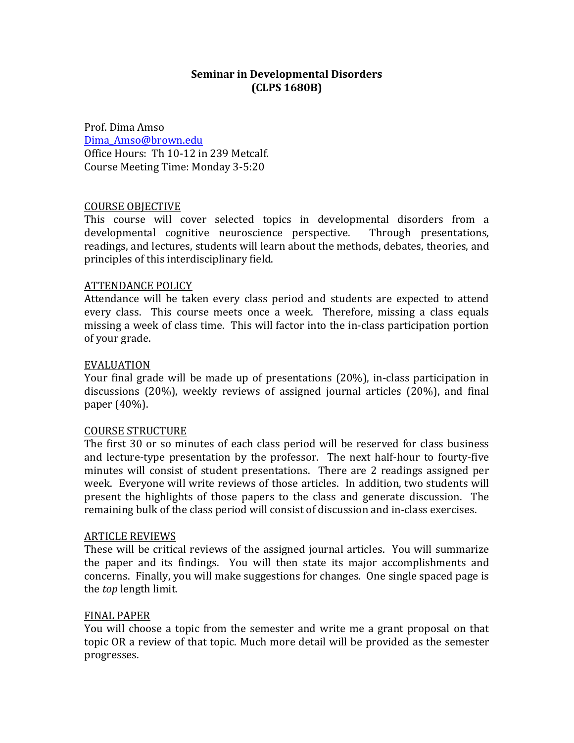# Seminar in Developmental Disorders
# (CLPS 1680B)

Prof. Dima Amso
Dima_Amso@brown.edu
Office Hours: Th 10-12 in 239 Metcalf.
Course Meeting Time: Monday 3-5:20

## COURSE OBJECTIVE

This course will cover selected topics in developmental disorders from a developmental cognitive neuroscience perspective. Through presentations, readings, and lectures, students will learn about the methods, debates, theories, and principles of this interdisciplinary field.

## ATTENDANCE POLICY

Attendance will be taken every class period and students are expected to attend every class. This course meets once a week. Therefore, missing a class equals missing a week of class time. This will factor into the in-class participation portion of your grade.

## EVALUATION

Your final grade will be made up of presentations (20%), in-class participation in discussions (20%), weekly reviews of assigned journal articles (20%), and final paper (40%).

## COURSE STRUCTURE

The first 30 or so minutes of each class period will be reserved for class business and lecture-type presentation by the professor. The next half-hour to fourty-five minutes will consist of student presentations. There are 2 readings assigned per week. Everyone will write reviews of those articles. In addition, two students will present the highlights of those papers to the class and generate discussion. The remaining bulk of the class period will consist of discussion and in-class exercises.

## ARTICLE REVIEWS

These will be critical reviews of the assigned journal articles. You will summarize the paper and its findings. You will then state its major accomplishments and concerns. Finally, you will make suggestions for changes. One single spaced page is the *top* length limit.

## FINAL PAPER

You will choose a topic from the semester and write me a grant proposal on that topic OR a review of that topic. Much more detail will be provided as the semester progresses.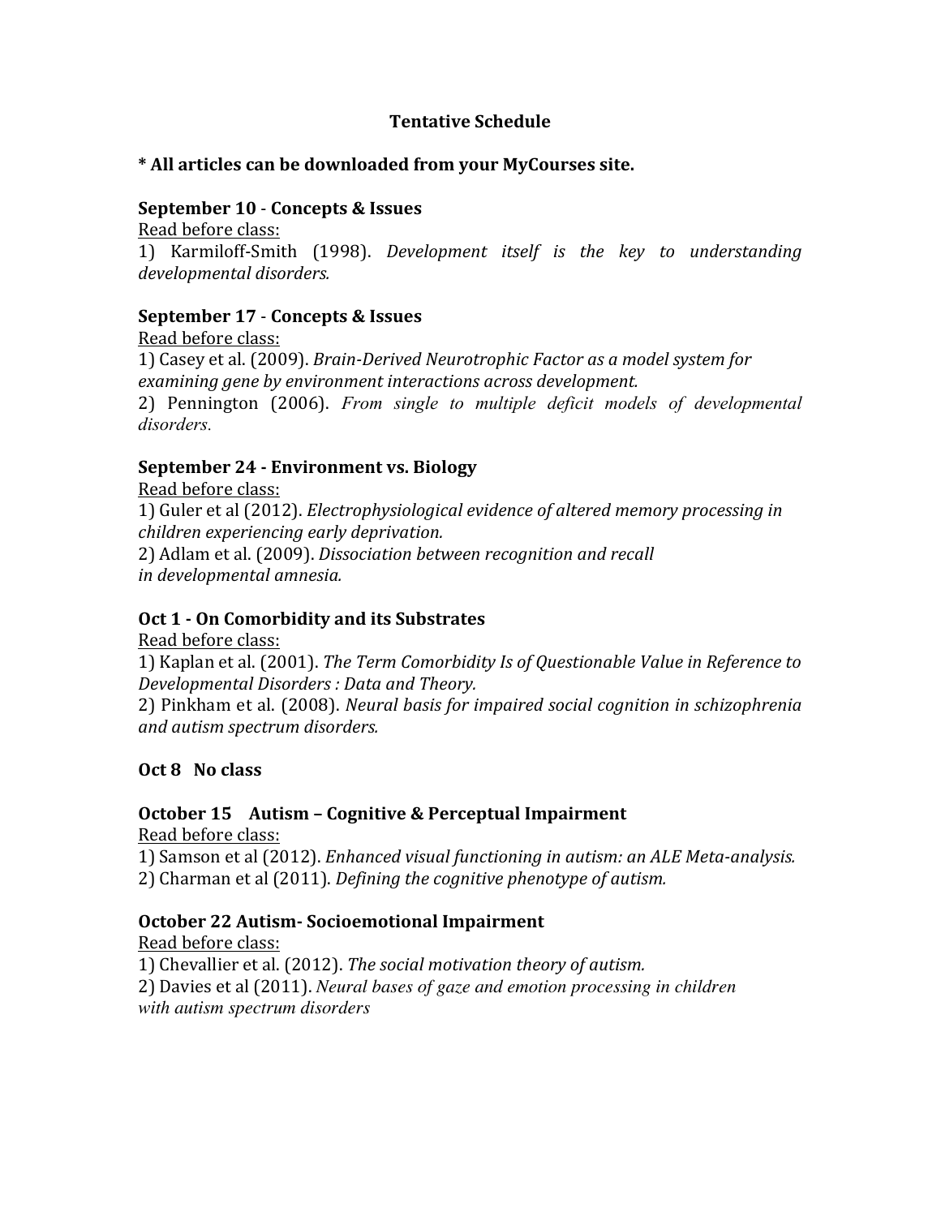**Tentative Schedule**

**\* All articles can be downloaded from your MyCourses site.**

**September 10 - Concepts & Issues**

Read before class:

1) Karmiloff-Smith (1998). *Development itself is the key to understanding developmental disorders.*

**September 17 - Concepts & Issues**

Read before class:

1) Casey et al. (2009). *Brain-Derived Neurotrophic Factor as a model system for examining gene by environment interactions across development.*

2) Pennington (2006). *From single to multiple deficit models of developmental disorders.*

**September 24 - Environment vs. Biology**

Read before class:

1) Guler et al (2012). *Electrophysiological evidence of altered memory processing in children experiencing early deprivation.*

2) Adlam et al. (2009). *Dissociation between recognition and recall in developmental amnesia.*

**Oct 1 - On Comorbidity and its Substrates**

Read before class:

1) Kaplan et al. (2001). *The Term Comorbidity Is of Questionable Value in Reference to Developmental Disorders : Data and Theory.*

2) Pinkham et al. (2008). *Neural basis for impaired social cognition in schizophrenia and autism spectrum disorders.*

**Oct 8 No class**

**October 15 Autism – Cognitive & Perceptual Impairment**

Read before class:

1) Samson et al (2012). *Enhanced visual functioning in autism: an ALE Meta-analysis.*

2) Charman et al (2011). *Defining the cognitive phenotype of autism.*

**October 22 Autism- Socioemotional Impairment**

Read before class:

1) Chevallier et al. (2012). *The social motivation theory of autism.*

2) Davies et al (2011). *Neural bases of gaze and emotion processing in children with autism spectrum disorders*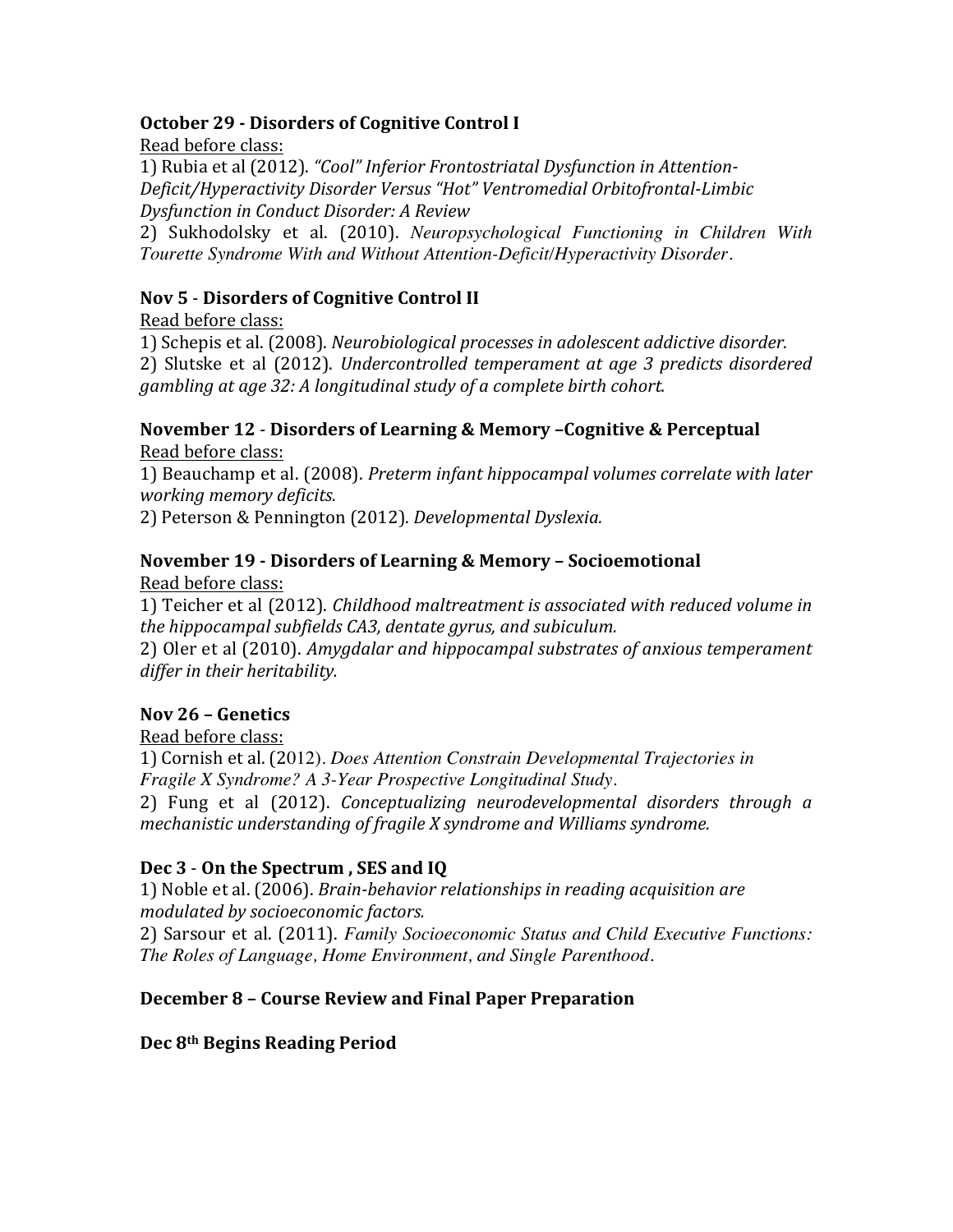**October 29 - Disorders of Cognitive Control I**

Read before class:

1) Rubia et al (2012). *"Cool" Inferior Frontostriatal Dysfunction in Attention-Deficit/Hyperactivity Disorder Versus "Hot" Ventromedial Orbitofrontal-Limbic Dysfunction in Conduct Disorder: A Review*

2) Sukhodolsky et al. (2010). *Neuropsychological Functioning in Children With Tourette Syndrome With and Without Attention-Deficit/Hyperactivity Disorder*.

**Nov 5 - Disorders of Cognitive Control II**

Read before class:

1) Schepis et al. (2008). *Neurobiological processes in adolescent addictive disorder.*

2) Slutske et al (2012). *Undercontrolled temperament at age 3 predicts disordered gambling at age 32: A longitudinal study of a complete birth cohort.*

**November 12 - Disorders of Learning & Memory –Cognitive & Perceptual**

Read before class:

1) Beauchamp et al. (2008). *Preterm infant hippocampal volumes correlate with later working memory deficits.*

2) Peterson & Pennington (2012). *Developmental Dyslexia.*

**November 19 - Disorders of Learning & Memory – Socioemotional**

Read before class:

1) Teicher et al (2012). *Childhood maltreatment is associated with reduced volume in the hippocampal subfields CA3, dentate gyrus, and subiculum.*

2) Oler et al (2010). *Amygdalar and hippocampal substrates of anxious temperament differ in their heritability.*

**Nov 26 – Genetics**

Read before class:

1) Cornish et al. (2012). *Does Attention Constrain Developmental Trajectories in Fragile X Syndrome? A 3-Year Prospective Longitudinal Study*.

2) Fung et al (2012). *Conceptualizing neurodevelopmental disorders through a mechanistic understanding of fragile X syndrome and Williams syndrome.*

**Dec 3 - On the Spectrum , SES and IQ**

1) Noble et al. (2006). *Brain-behavior relationships in reading acquisition are modulated by socioeconomic factors.*

2) Sarsour et al. (2011). *Family Socioeconomic Status and Child Executive Functions: The Roles of Language, Home Environment, and Single Parenthood*.

**December 8 – Course Review and Final Paper Preparation**

**Dec 8th Begins Reading Period**